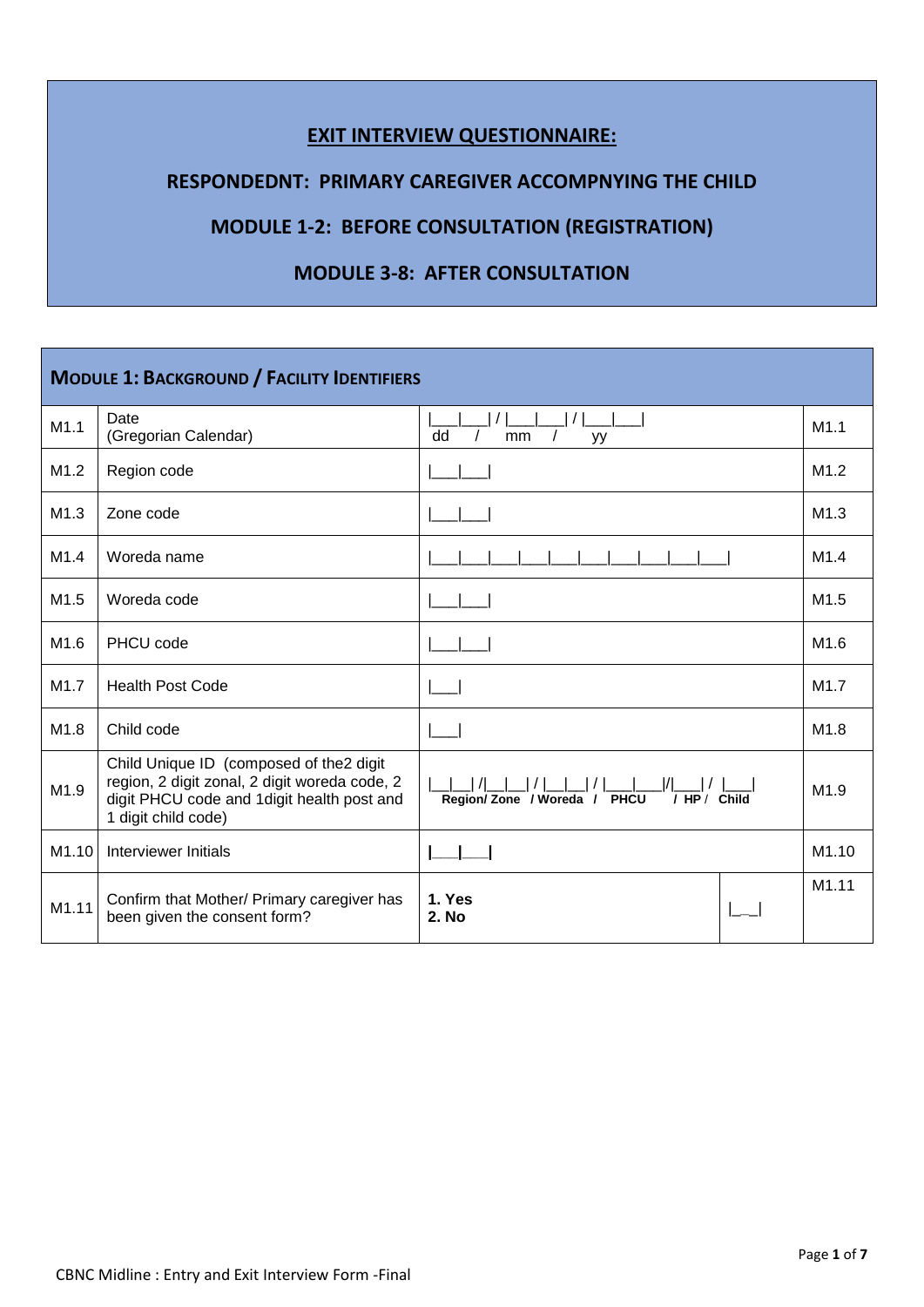## EXIT INTERVIEW QUESTIONNAIRE:

## RESPONDEDNT: PRIMARY CAREGIVER ACCOMPNYING THE CHILD

## MODULE 1-2: BEFORE CONSULTATION (REGISTRATION)

## MODULE 3-8: AFTER CONSULTATION

| MODULE 1: BACKGROUND / FACILITY IDENTIFIERS | | | | |
|---|---|---|---|---|
| M1.1 | Date (Gregorian Calendar) | \|___\|___\| / \|___\|___\| / \|___\|___\| dd / mm / yy | | M1.1 |
| M1.2 | Region code | \|___\|___\| | | M1.2 |
| M1.3 | Zone code | \|___\|___\| | | M1.3 |
| M1.4 | Woreda name | \|___\|___\|___\|___\|___\|___\|___\|___\|___\|___\|___\| | | M1.4 |
| M1.5 | Woreda code | \|___\|___\| | | M1.5 |
| M1.6 | PHCU code | \|___\|___\| | | M1.6 |
| M1.7 | Health Post Code | \|___\| | | M1.7 |
| M1.8 | Child code | \|___\| | | M1.8 |
| M1.9 | Child Unique ID (composed of the2 digit region, 2 digit zonal, 2 digit woreda code, 2 digit PHCU code and 1digit health post and 1 digit child code) | \|__\|__\| /\|__\|__\| / \|__\|__\| / \|___\|___\|/\|___\| / \|___\| **Region/ Zone / Woreda / PHCU / HP / Child** | | M1.9 |
| M1.10 | Interviewer Initials | \|___\|___\| | | M1.10 |
| M1.11 | Confirm that Mother/ Primary caregiver has been given the consent form? | **1. Yes** **2. No** | \|__\| | M1.11 |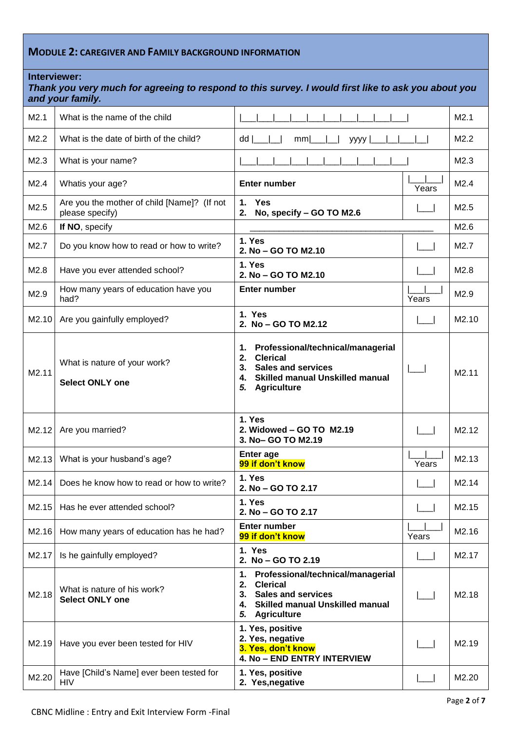## MODULE 2: CAREGIVER AND FAMILY BACKGROUND INFORMATION

**Interviewer:**
***Thank you very much for agreeing to respond to this survey. I would first like to ask you about you and your family.***

| | | | | |
|---|---|---|---|---|
| M2.1 | What is the name of the child | \|___\|___\|___\|___\|___\|___\|___\|___\|___\|___\|___\|___\| | | M2.1 |
| M2.2 | What is the date of birth of the child? | dd \|___\|___\| mm\|___\|___\| yyyy \|___\|___\|___\|___\| | | M2.2 |
| M2.3 | What is your name? | \|___\|___\|___\|___\|___\|___\|___\|___\|___\|___\|___\|___\| | | M2.3 |
| M2.4 | Whatis your age? | **Enter number** | \|___\|___\| Years | M2.4 |
| M2.5 | Are you the mother of child [Name]? (If not please specify) | **1. Yes**<br>**2. No, specify – GO TO M2.6** | \|___\| | M2.5 |
| M2.6 | **If NO**, specify | ________________________________________ | | M2.6 |
| M2.7 | Do you know how to read or how to write? | **1. Yes**<br>**2. No – GO TO M2.10** | \|___\| | M2.7 |
| M2.8 | Have you ever attended school? | **1. Yes**<br>**2. No – GO TO M2.10** | \|___\| | M2.8 |
| M2.9 | How many years of education have you had? | **Enter number** | \|___\|___\| Years | M2.9 |
| M2.10 | Are you gainfully employed? | **1. Yes**<br>**2. No – GO TO M2.12** | \|___\| | M2.10 |
| M2.11 | What is nature of your work?<br><br>**Select ONLY one** | **1. Professional/technical/managerial**<br>**2. Clerical**<br>**3. Sales and services**<br>**4. Skilled manual Unskilled manual**<br>***5.* Agriculture** | \|___\| | M2.11 |
| M2.12 | Are you married? | **1. Yes**<br>**2. Widowed – GO TO M2.19**<br>**3. No– GO TO M2.19** | \|___\| | M2.12 |
| M2.13 | What is your husband's age? | **Enter age**<br>**99 if don't know** | \|___\|___\| Years | M2.13 |
| M2.14 | Does he know how to read or how to write? | **1. Yes**<br>**2. No – GO TO 2.17** | \|___\| | M2.14 |
| M2.15 | Has he ever attended school? | **1. Yes**<br>**2. No – GO TO 2.17** | \|___\| | M2.15 |
| M2.16 | How many years of education has he had? | **Enter number**<br>**99 if don't know** | \|___\|___\| Years | M2.16 |
| M2.17 | Is he gainfully employed? | **1. Yes**<br>**2. No – GO TO 2.19** | \|___\| | M2.17 |
| M2.18 | What is nature of his work?<br>**Select ONLY one** | **1. Professional/technical/managerial**<br>**2. Clerical**<br>**3. Sales and services**<br>**4. Skilled manual Unskilled manual**<br>***5.* Agriculture** | \|___\| | M2.18 |
| M2.19 | Have you ever been tested for HIV | **1. Yes, positive**<br>**2. Yes, negative**<br>**3. Yes, don't know**<br>**4. No – END ENTRY INTERVIEW** | \|___\| | M2.19 |
| M2.20 | Have [Child's Name] ever been tested for HIV | **1. Yes, positive**<br>**2. Yes,negative** | \|___\| | M2.20 |

CBNC Midline : Entry and Exit Interview Form -Final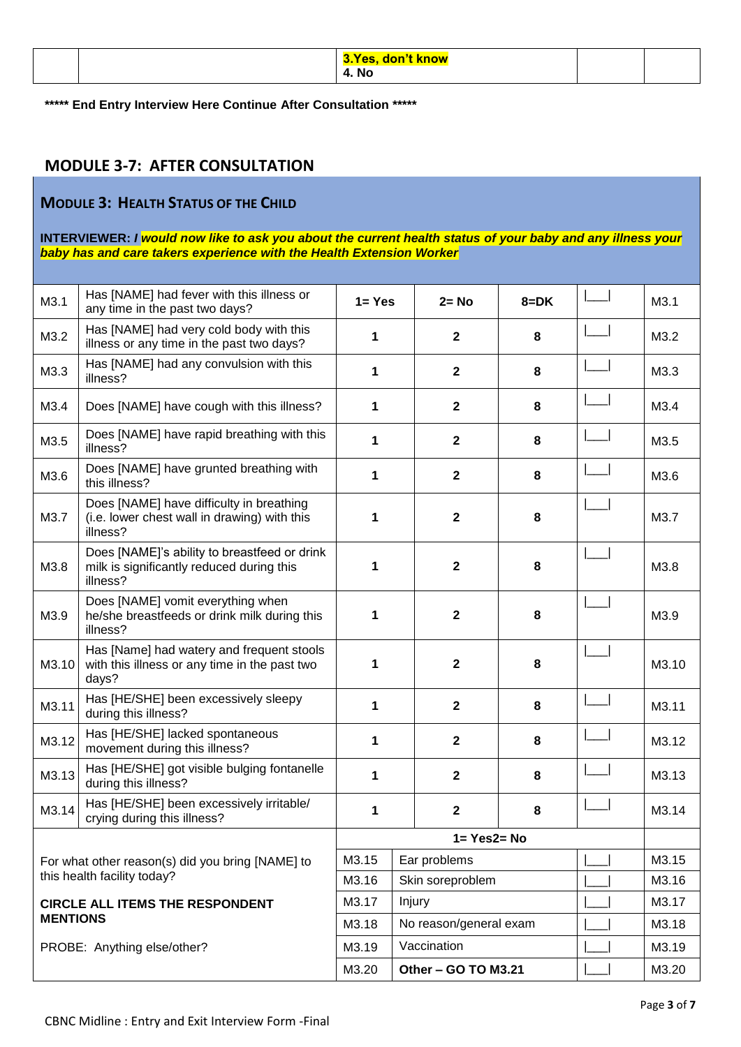| | | | | |
|---|---|---|---|---|
| | | 3.Yes, don't know<br>4. No | | |

**\*\*\*\*\* End Entry Interview Here Continue After Consultation \*\*\*\*\***

## MODULE 3-7: AFTER CONSULTATION

### MODULE 3: HEALTH STATUS OF THE CHILD

**INTERVIEWER:** ***I would now like to ask you about the current health status of your baby and any illness your baby has and care takers experience with the Health Extension Worker***

| | | | | | | |
|---|---|---|---|---|---|---|
| M3.1 | Has [NAME] had fever with this illness or any time in the past two days? | **1= Yes** | **2= No** | **8=DK** | \|\_\_\_\| | M3.1 |
| M3.2 | Has [NAME] had very cold body with this illness or any time in the past two days? | **1** | **2** | **8** | \|\_\_\_\| | M3.2 |
| M3.3 | Has [NAME] had any convulsion with this illness? | **1** | **2** | **8** | \|\_\_\_\| | M3.3 |
| M3.4 | Does [NAME] have cough with this illness? | **1** | **2** | **8** | \|\_\_\_\| | M3.4 |
| M3.5 | Does [NAME] have rapid breathing with this illness? | **1** | **2** | **8** | \|\_\_\_\| | M3.5 |
| M3.6 | Does [NAME] have grunted breathing with this illness? | **1** | **2** | **8** | \|\_\_\_\| | M3.6 |
| M3.7 | Does [NAME] have difficulty in breathing (i.e. lower chest wall in drawing) with this illness? | **1** | **2** | **8** | \|\_\_\_\| | M3.7 |
| M3.8 | Does [NAME]'s ability to breastfeed or drink milk is significantly reduced during this illness? | **1** | **2** | **8** | \|\_\_\_\| | M3.8 |
| M3.9 | Does [NAME] vomit everything when he/she breastfeeds or drink milk during this illness? | **1** | **2** | **8** | \|\_\_\_\| | M3.9 |
| M3.10 | Has [Name] had watery and frequent stools with this illness or any time in the past two days? | **1** | **2** | **8** | \|\_\_\_\| | M3.10 |
| M3.11 | Has [HE/SHE] been excessively sleepy during this illness? | **1** | **2** | **8** | \|\_\_\_\| | M3.11 |
| M3.12 | Has [HE/SHE] lacked spontaneous movement during this illness? | **1** | **2** | **8** | \|\_\_\_\| | M3.12 |
| M3.13 | Has [HE/SHE] got visible bulging fontanelle during this illness? | **1** | **2** | **8** | \|\_\_\_\| | M3.13 |
| M3.14 | Has [HE/SHE] been excessively irritable/ crying during this illness? | **1** | **2** | **8** | \|\_\_\_\| | M3.14 |

| | | | | |
|---|---|---|---|---|
| | | **1= Yes2= No** | | |
| For what other reason(s) did you bring [NAME] to this health facility today?<br><br>**CIRCLE ALL ITEMS THE RESPONDENT MENTIONS**<br><br>PROBE: Anything else/other? | M3.15 | Ear problems | \|\_\_\_\| | M3.15 |
| | M3.16 | Skin soreproblem | \|\_\_\_\| | M3.16 |
| | M3.17 | Injury | \|\_\_\_\| | M3.17 |
| | M3.18 | No reason/general exam | \|\_\_\_\| | M3.18 |
| | M3.19 | Vaccination | \|\_\_\_\| | M3.19 |
| | M3.20 | **Other – GO TO M3.21** | \|\_\_\_\| | M3.20 |

CBNC Midline : Entry and Exit Interview Form -Final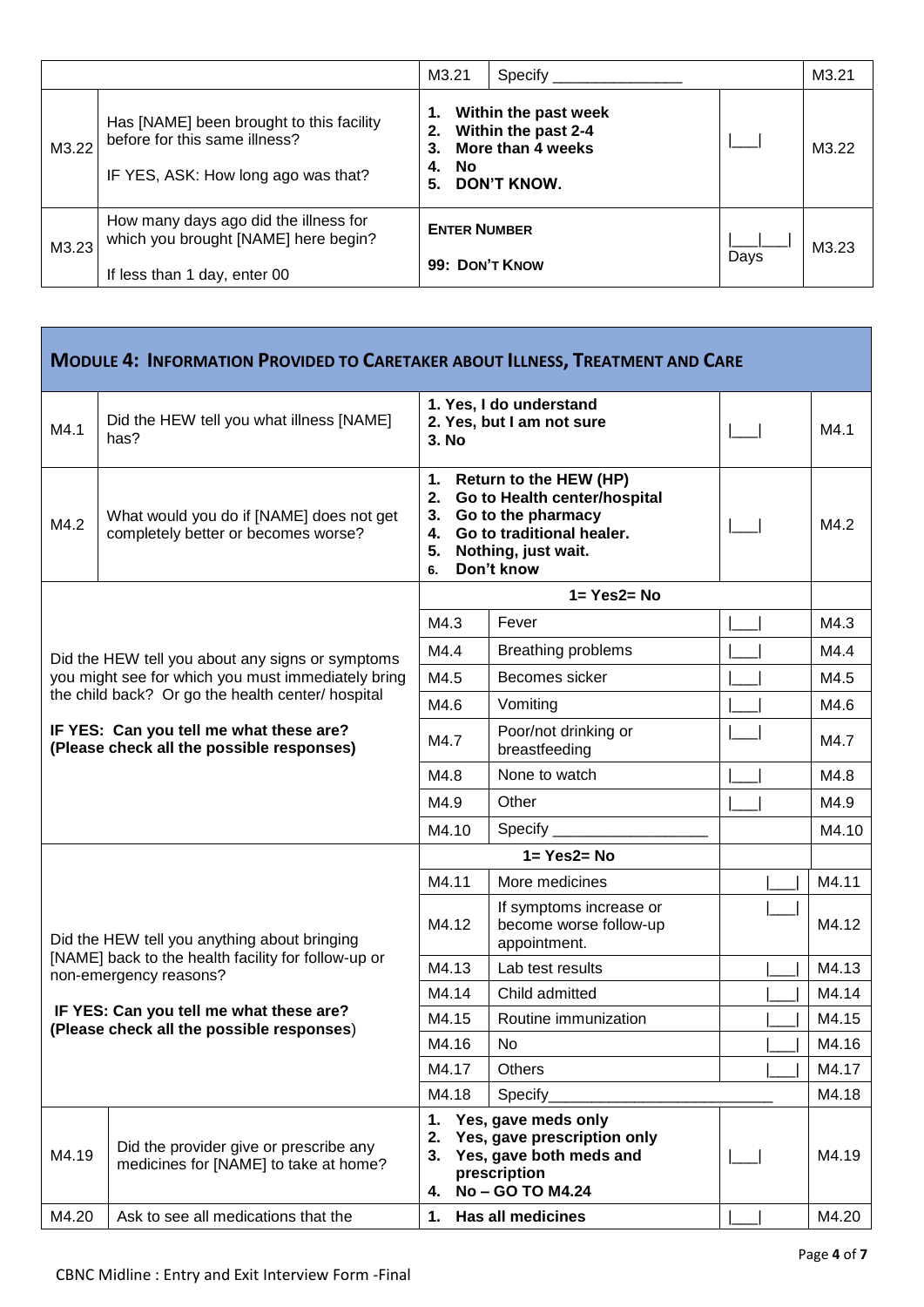| | | | | | |
|---|---|---|---|---|---|
| | | M3.21 | Specify _______________ | | M3.21 |
| M3.22 | Has [NAME] been brought to this facility before for this same illness?<br><br>IF YES, ASK: How long ago was that? | **1. Within the past week**<br>**2. Within the past 2-4**<br>**3. More than 4 weeks**<br>**4. No**<br>**5. DON'T KNOW.** | | \|___\| | M3.22 |
| M3.23 | How many days ago did the illness for which you brought [NAME] here begin?<br><br>If less than 1 day, enter 00 | **ENTER NUMBER**<br><br>**99: DON'T KNOW** | | \|___\|___\|<br>Days | M3.23 |

## MODULE 4: INFORMATION PROVIDED TO CARETAKER ABOUT ILLNESS, TREATMENT AND CARE

| | | | | | |
|---|---|---|---|---|---|
| M4.1 | Did the HEW tell you what illness [NAME] has? | **1. Yes, I do understand**<br>**2. Yes, but I am not sure**<br>**3. No** | | \|___\| | M4.1 |
| M4.2 | What would you do if [NAME] does not get completely better or becomes worse? | **1. Return to the HEW (HP)**<br>**2. Go to Health center/hospital**<br>**3. Go to the pharmacy**<br>**4. Go to traditional healer.**<br>**5. Nothing, just wait.**<br>**6. Don't know** | | \|___\| | M4.2 |
| Did the HEW tell you about any signs or symptoms you might see for which you must immediately bring the child back? Or go the health center/ hospital<br><br>**IF YES: Can you tell me what these are? (Please check all the possible responses)** | | **1= Yes2= No** | | | |
| | | M4.3 | Fever | \|___\| | M4.3 |
| | | M4.4 | Breathing problems | \|___\| | M4.4 |
| | | M4.5 | Becomes sicker | \|___\| | M4.5 |
| | | M4.6 | Vomiting | \|___\| | M4.6 |
| | | M4.7 | Poor/not drinking or breastfeeding | \|___\| | M4.7 |
| | | M4.8 | None to watch | \|___\| | M4.8 |
| | | M4.9 | Other | \|___\| | M4.9 |
| | | M4.10 | Specify _________________ | | M4.10 |
| Did the HEW tell you anything about bringing [NAME] back to the health facility for follow-up or non-emergency reasons?<br><br>**IF YES: Can you tell me what these are? (Please check all the possible responses)** | | **1= Yes2= No** | | | |
| | | M4.11 | More medicines | \|___\| | M4.11 |
| | | M4.12 | If symptoms increase or become worse follow-up appointment. | \|___\| | M4.12 |
| | | M4.13 | Lab test results | \|___\| | M4.13 |
| | | M4.14 | Child admitted | \|___\| | M4.14 |
| | | M4.15 | Routine immunization | \|___\| | M4.15 |
| | | M4.16 | No | \|___\| | M4.16 |
| | | M4.17 | Others | \|___\| | M4.17 |
| | | M4.18 | Specify_________________________ | | M4.18 |
| M4.19 | Did the provider give or prescribe any medicines for [NAME] to take at home? | **1. Yes, gave meds only**<br>**2. Yes, gave prescription only**<br>**3. Yes, gave both meds and prescription**<br>**4. No – GO TO M4.24** | | \|___\| | M4.19 |
| M4.20 | Ask to see all medications that the | **1. Has all medicines** | | \|___\| | M4.20 |

CBNC Midline : Entry and Exit Interview Form -Final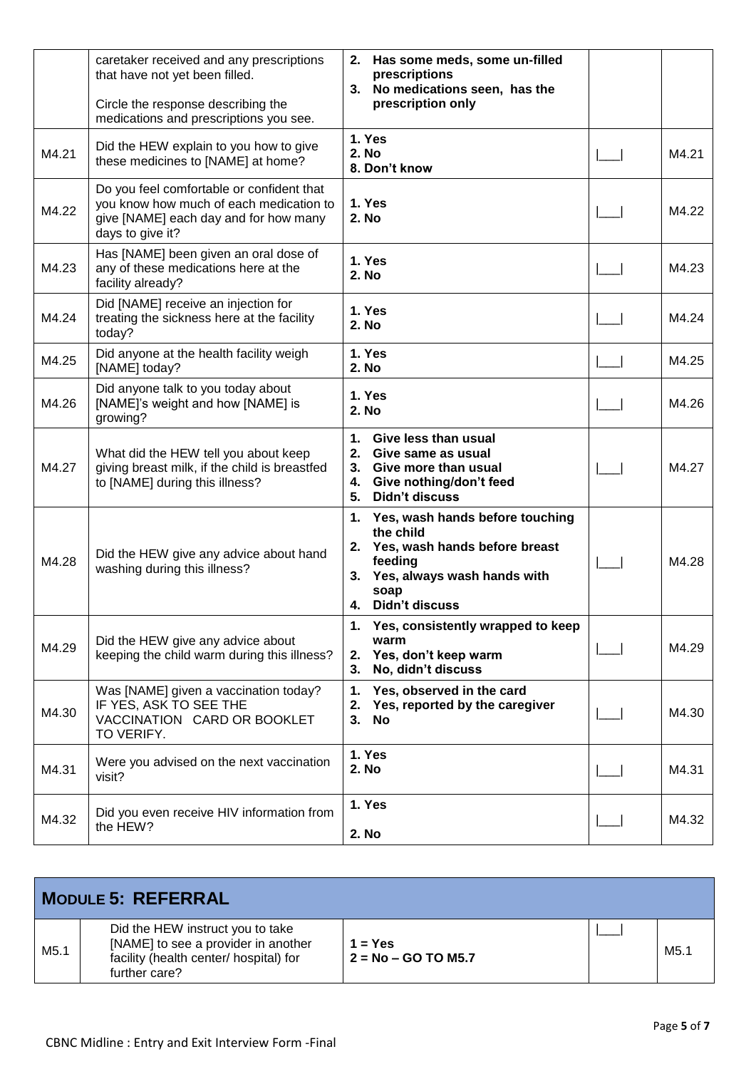| | | | | |
|---|---|---|---|---|
| | caretaker received and any prescriptions that have not yet been filled.<br><br>Circle the response describing the medications and prescriptions you see. | **2. Has some meds, some un-filled prescriptions**<br>**3. No medications seen, has the prescription only** | | |
| M4.21 | Did the HEW explain to you how to give these medicines to [NAME] at home? | **1. Yes**<br>**2. No**<br>**8. Don't know** | \|___\| | M4.21 |
| M4.22 | Do you feel comfortable or confident that you know how much of each medication to give [NAME] each day and for how many days to give it? | **1. Yes**<br>**2. No** | \|___\| | M4.22 |
| M4.23 | Has [NAME] been given an oral dose of any of these medications here at the facility already? | **1. Yes**<br>**2. No** | \|___\| | M4.23 |
| M4.24 | Did [NAME] receive an injection for treating the sickness here at the facility today? | **1. Yes**<br>**2. No** | \|___\| | M4.24 |
| M4.25 | Did anyone at the health facility weigh [NAME] today? | **1. Yes**<br>**2. No** | \|___\| | M4.25 |
| M4.26 | Did anyone talk to you today about [NAME]'s weight and how [NAME] is growing? | **1. Yes**<br>**2. No** | \|___\| | M4.26 |
| M4.27 | What did the HEW tell you about keep giving breast milk, if the child is breastfed to [NAME] during this illness? | **1. Give less than usual**<br>**2. Give same as usual**<br>**3. Give more than usual**<br>**4. Give nothing/don't feed**<br>**5. Didn't discuss** | \|___\| | M4.27 |
| M4.28 | Did the HEW give any advice about hand washing during this illness? | **1. Yes, wash hands before touching the child**<br>**2. Yes, wash hands before breast feeding**<br>**3. Yes, always wash hands with soap**<br>**4. Didn't discuss** | \|___\| | M4.28 |
| M4.29 | Did the HEW give any advice about keeping the child warm during this illness? | **1. Yes, consistently wrapped to keep warm**<br>**2. Yes, don't keep warm**<br>**3. No, didn't discuss** | \|___\| | M4.29 |
| M4.30 | Was [NAME] given a vaccination today? IF YES, ASK TO SEE THE VACCINATION CARD OR BOOKLET TO VERIFY. | **1. Yes, observed in the card**<br>**2. Yes, reported by the caregiver**<br>**3. No** | \|___\| | M4.30 |
| M4.31 | Were you advised on the next vaccination visit? | **1. Yes**<br>**2. No** | \|___\| | M4.31 |
| M4.32 | Did you even receive HIV information from the HEW? | **1. Yes**<br><br>**2. No** | \|___\| | M4.32 |

## MODULE 5: REFERRAL

| | | | | |
|---|---|---|---|---|
| M5.1 | Did the HEW instruct you to take [NAME] to see a provider in another facility (health center/ hospital) for further care? | **1 = Yes**<br>**2 = No – GO TO M5.7** | \|___\| | M5.1 |

CBNC Midline : Entry and Exit Interview Form -Final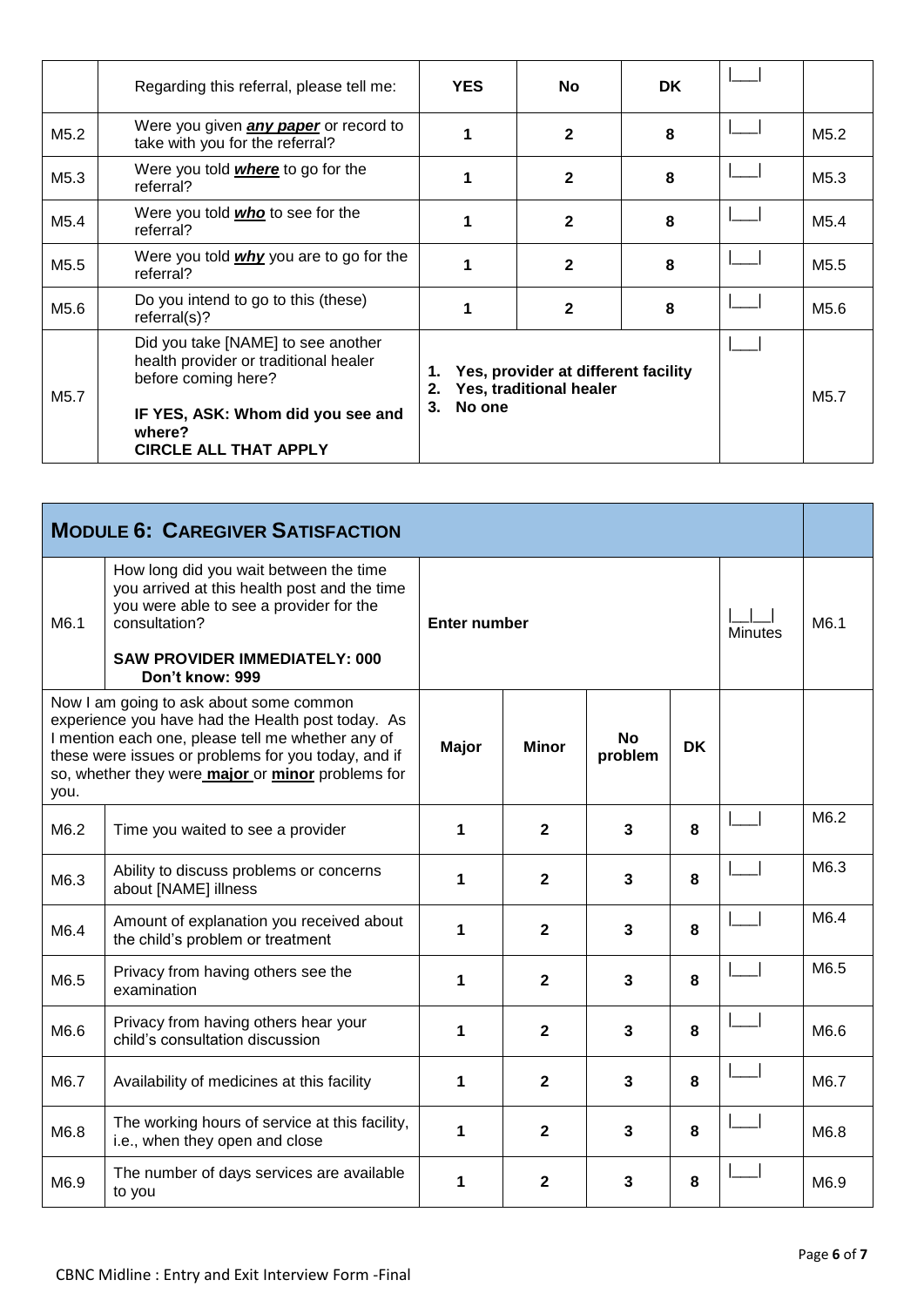| | Regarding this referral, please tell me: | **YES** | **No** | **DK** | \|\_\_\_\| | |
|---|---|---|---|---|---|---|
| M5.2 | Were you given ***any paper*** or record to take with you for the referral? | **1** | **2** | **8** | \|\_\_\_\| | M5.2 |
| M5.3 | Were you told ***where*** to go for the referral? | **1** | **2** | **8** | \|\_\_\_\| | M5.3 |
| M5.4 | Were you told ***who*** to see for the referral? | **1** | **2** | **8** | \|\_\_\_\| | M5.4 |
| M5.5 | Were you told ***why*** you are to go for the referral? | **1** | **2** | **8** | \|\_\_\_\| | M5.5 |
| M5.6 | Do you intend to go to this (these) referral(s)? | **1** | **2** | **8** | \|\_\_\_\| | M5.6 |
| M5.7 | Did you take [NAME] to see another health provider or traditional healer before coming here?<br><br>**IF YES, ASK: Whom did you see and where?**<br>**CIRCLE ALL THAT APPLY** | **1. Yes, provider at different facility**<br>**2. Yes, traditional healer**<br>**3. No one** | | | \|\_\_\_\| | M5.7 |

## MODULE 6: CAREGIVER SATISFACTION

| | | | | | | | |
|---|---|---|---|---|---|---|---|
| M6.1 | How long did you wait between the time you arrived at this health post and the time you were able to see a provider for the consultation?<br><br>**SAW PROVIDER IMMEDIATELY: 000**<br>**Don't know: 999** | **Enter number** | | | | \|\_\_\|\_\_\|<br>Minutes | M6.1 |
| Now I am going to ask about some common experience you have had the Health post today. As I mention each one, please tell me whether any of these were issues or problems for you today, and if so, whether they were **major** or **minor** problems for you. | | **Major** | **Minor** | **No problem** | **DK** | | |
| M6.2 | Time you waited to see a provider | **1** | **2** | **3** | **8** | \|\_\_\_\| | M6.2 |
| M6.3 | Ability to discuss problems or concerns about [NAME] illness | **1** | **2** | **3** | **8** | \|\_\_\_\| | M6.3 |
| M6.4 | Amount of explanation you received about the child's problem or treatment | **1** | **2** | **3** | **8** | \|\_\_\_\| | M6.4 |
| M6.5 | Privacy from having others see the examination | **1** | **2** | **3** | **8** | \|\_\_\_\| | M6.5 |
| M6.6 | Privacy from having others hear your child's consultation discussion | **1** | **2** | **3** | **8** | \|\_\_\_\| | M6.6 |
| M6.7 | Availability of medicines at this facility | **1** | **2** | **3** | **8** | \|\_\_\_\| | M6.7 |
| M6.8 | The working hours of service at this facility, i.e., when they open and close | **1** | **2** | **3** | **8** | \|\_\_\_\| | M6.8 |
| M6.9 | The number of days services are available to you | **1** | **2** | **3** | **8** | \|\_\_\_\| | M6.9 |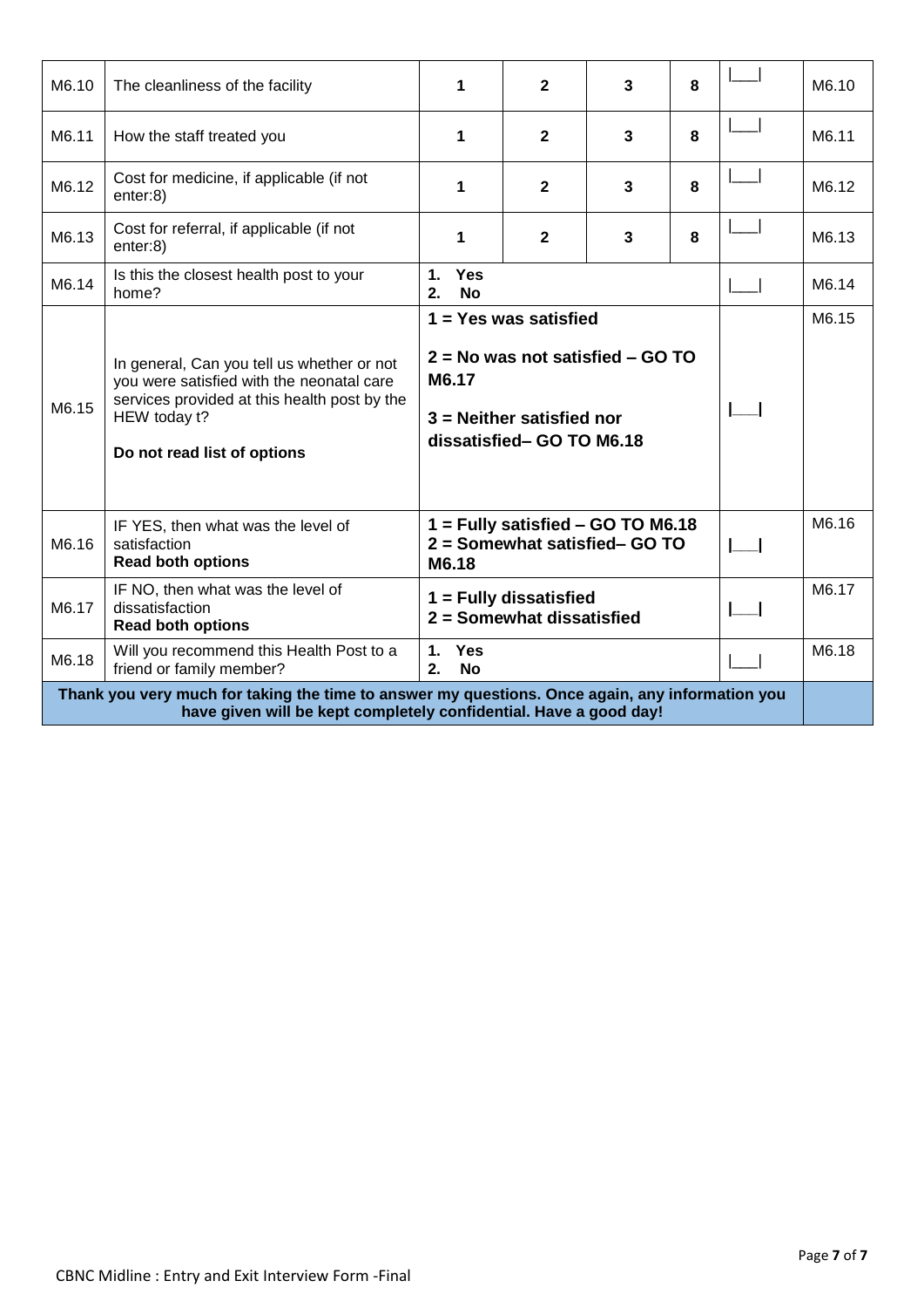| | | | | | | | |
|---|---|---|---|---|---|---|---|
| M6.10 | The cleanliness of the facility | **1** | **2** | **3** | **8** | \|___\| | M6.10 |
| M6.11 | How the staff treated you | **1** | **2** | **3** | **8** | \|___\| | M6.11 |
| M6.12 | Cost for medicine, if applicable (if not enter:8) | **1** | **2** | **3** | **8** | \|___\| | M6.12 |
| M6.13 | Cost for referral, if applicable (if not enter:8) | **1** | **2** | **3** | **8** | \|___\| | M6.13 |
| M6.14 | Is this the closest health post to your home? | **1. Yes**<br>**2. No** | | | | \|___\| | M6.14 |
| M6.15 | In general, Can you tell us whether or not you were satisfied with the neonatal care services provided at this health post by the HEW today t?<br>**Do not read list of options** | **1 = Yes was satisfied**<br>**2 = No was not satisfied – GO TO M6.17**<br>**3 = Neither satisfied nor dissatisfied– GO TO M6.18** | | | | \|___\| | M6.15 |
| M6.16 | IF YES, then what was the level of satisfaction<br>**Read both options** | **1 = Fully satisfied – GO TO M6.18**<br>**2 = Somewhat satisfied– GO TO M6.18** | | | | \|___\| | M6.16 |
| M6.17 | IF NO, then what was the level of dissatisfaction<br>**Read both options** | **1 = Fully dissatisfied**<br>**2 = Somewhat dissatisfied** | | | | \|___\| | M6.17 |
| M6.18 | Will you recommend this Health Post to a friend or family member? | **1. Yes**<br>**2. No** | | | | \|___\| | M6.18 |
| **Thank you very much for taking the time to answer my questions. Once again, any information you have given will be kept completely confidential. Have a good day!** | | | | | | | |

CBNC Midline : Entry and Exit Interview Form -Final